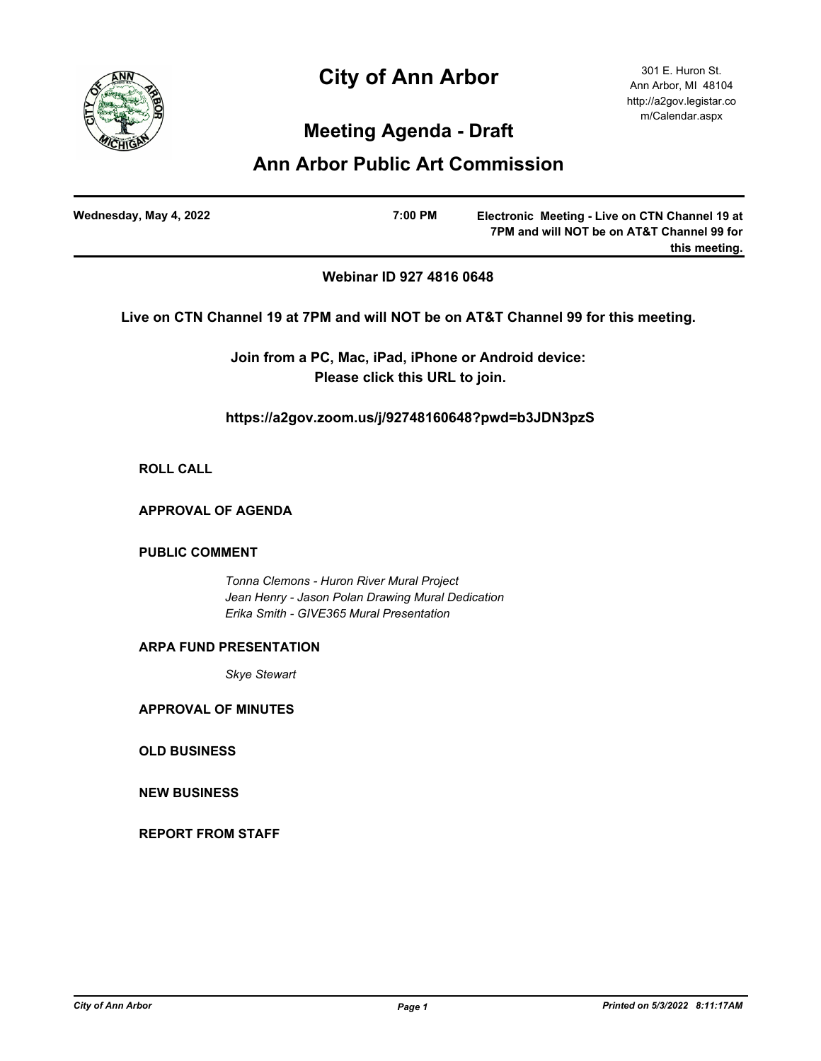# City of Ann Arbor

301 E. Huron St.
Ann Arbor, MI 48104
http://a2gov.legistar.com/Calendar.aspx

## Meeting Agenda - Draft

## Ann Arbor Public Art Commission

| | | |
|---|---|---|
| **Wednesday, May 4, 2022** | **7:00 PM** | **Electronic Meeting - Live on CTN Channel 19 at 7PM and will NOT be on AT&T Channel 99 for this meeting.** |

**Webinar ID 927 4816 0648**

**Live on CTN Channel 19 at 7PM and will NOT be on AT&T Channel 99 for this meeting.**

**Join from a PC, Mac, iPad, iPhone or Android device:**
**Please click this URL to join.**

**https://a2gov.zoom.us/j/92748160648?pwd=b3JDN3pzS**

**ROLL CALL**

**APPROVAL OF AGENDA**

**PUBLIC COMMENT**

*Tonna Clemons - Huron River Mural Project*
*Jean Henry - Jason Polan Drawing Mural Dedication*
*Erika Smith - GIVE365 Mural Presentation*

**ARPA FUND PRESENTATION**

*Skye Stewart*

**APPROVAL OF MINUTES**

**OLD BUSINESS**

**NEW BUSINESS**

**REPORT FROM STAFF**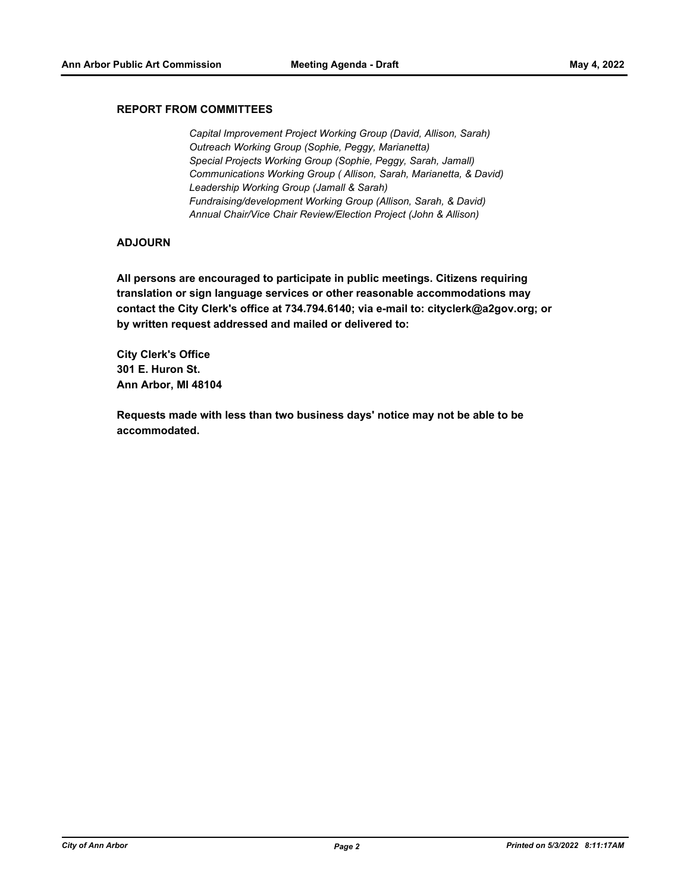## REPORT FROM COMMITTEES

*Capital Improvement Project Working Group (David, Allison, Sarah)*
*Outreach Working Group (Sophie, Peggy, Marianetta)*
*Special Projects Working Group (Sophie, Peggy, Sarah, Jamall)*
*Communications Working Group ( Allison, Sarah, Marianetta, & David)*
*Leadership Working Group (Jamall & Sarah)*
*Fundraising/development Working Group (Allison, Sarah, & David)*
*Annual Chair/Vice Chair Review/Election Project (John & Allison)*

## ADJOURN

**All persons are encouraged to participate in public meetings. Citizens requiring translation or sign language services or other reasonable accommodations may contact the City Clerk's office at 734.794.6140; via e-mail to: cityclerk@a2gov.org; or by written request addressed and mailed or delivered to:**

**City Clerk's Office**
**301 E. Huron St.**
**Ann Arbor, MI 48104**

**Requests made with less than two business days' notice may not be able to be accommodated.**